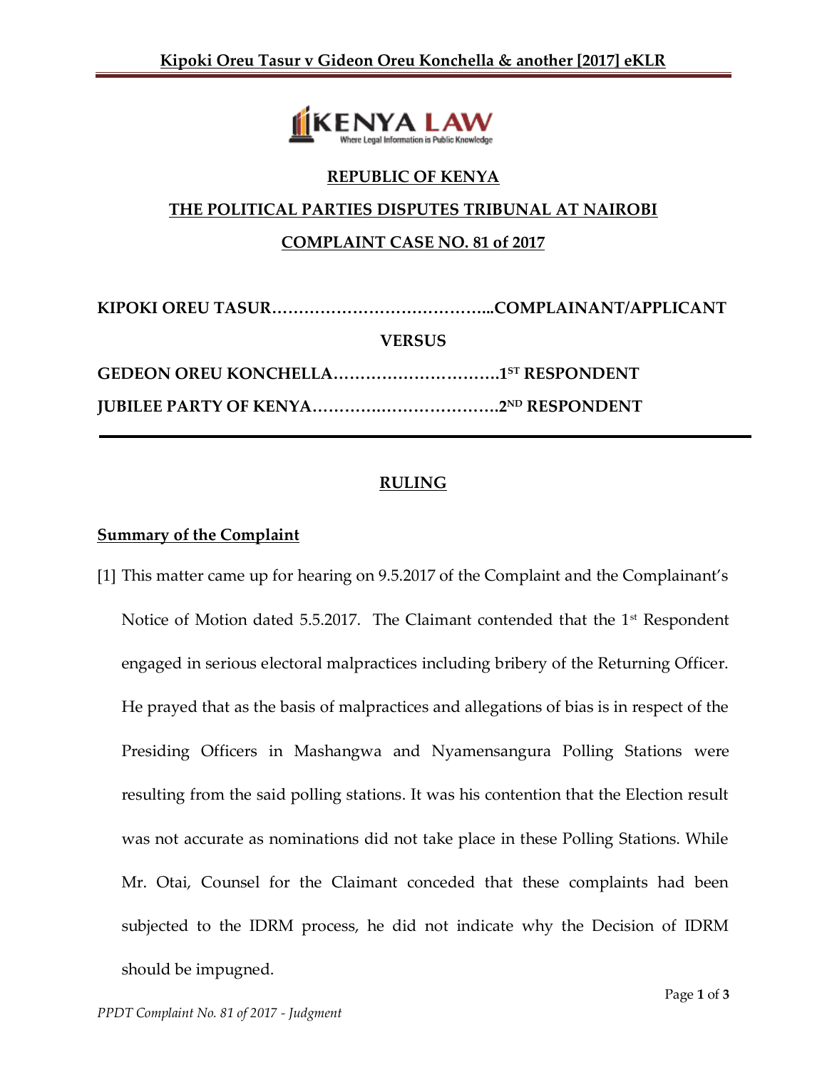**REPUBLIC OF KENYA**

**THE POLITICAL PARTIES DISPUTES TRIBUNAL AT NAIROBI**

**COMPLAINT CASE NO. 81 of 2017**

**KIPOKI OREU TASUR…………………………………...COMPLAINANT/APPLICANT**

**VERSUS**

**GEDEON OREU KONCHELLA………………………….1ST RESPONDENT**

**JUBILEE PARTY OF KENYA…………….…………………2ND RESPONDENT**

---

## RULING

### Summary of the Complaint

[1] This matter came up for hearing on 9.5.2017 of the Complaint and the Complainant's Notice of Motion dated 5.5.2017. The Claimant contended that the 1st Respondent engaged in serious electoral malpractices including bribery of the Returning Officer. He prayed that as the basis of malpractices and allegations of bias is in respect of the Presiding Officers in Mashangwa and Nyamensangura Polling Stations were resulting from the said polling stations. It was his contention that the Election result was not accurate as nominations did not take place in these Polling Stations. While Mr. Otai, Counsel for the Claimant conceded that these complaints had been subjected to the IDRM process, he did not indicate why the Decision of IDRM should be impugned.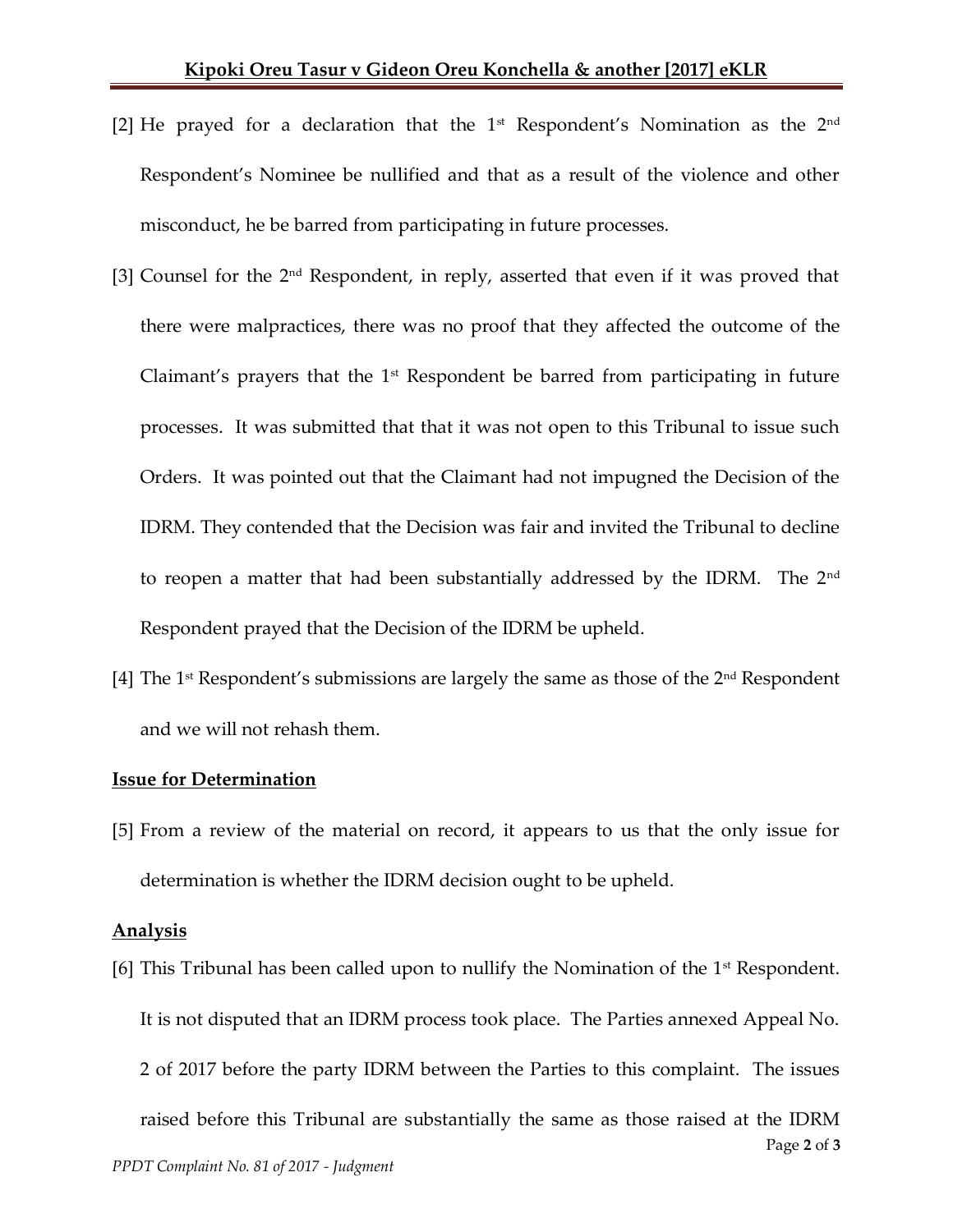[2] He prayed for a declaration that the 1st Respondent's Nomination as the 2nd Respondent's Nominee be nullified and that as a result of the violence and other misconduct, he be barred from participating in future processes.

[3] Counsel for the 2nd Respondent, in reply, asserted that even if it was proved that there were malpractices, there was no proof that they affected the outcome of the Claimant's prayers that the 1st Respondent be barred from participating in future processes. It was submitted that that it was not open to this Tribunal to issue such Orders. It was pointed out that the Claimant had not impugned the Decision of the IDRM. They contended that the Decision was fair and invited the Tribunal to decline to reopen a matter that had been substantially addressed by the IDRM. The 2nd Respondent prayed that the Decision of the IDRM be upheld.

[4] The 1st Respondent's submissions are largely the same as those of the 2nd Respondent and we will not rehash them.

**Issue for Determination**

[5] From a review of the material on record, it appears to us that the only issue for determination is whether the IDRM decision ought to be upheld.

**Analysis**

[6] This Tribunal has been called upon to nullify the Nomination of the 1st Respondent. It is not disputed that an IDRM process took place. The Parties annexed Appeal No. 2 of 2017 before the party IDRM between the Parties to this complaint. The issues raised before this Tribunal are substantially the same as those raised at the IDRM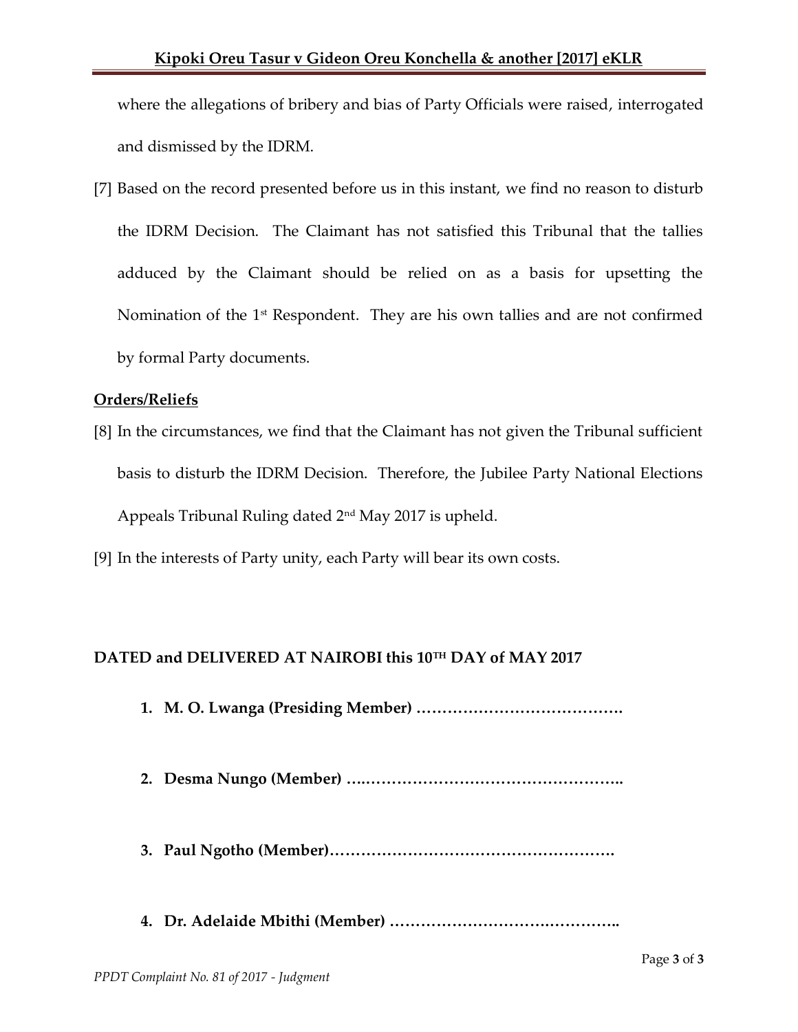where the allegations of bribery and bias of Party Officials were raised, interrogated and dismissed by the IDRM.

[7] Based on the record presented before us in this instant, we find no reason to disturb the IDRM Decision. The Claimant has not satisfied this Tribunal that the tallies adduced by the Claimant should be relied on as a basis for upsetting the Nomination of the 1st Respondent. They are his own tallies and are not confirmed by formal Party documents.

**Orders/Reliefs**

[8] In the circumstances, we find that the Claimant has not given the Tribunal sufficient basis to disturb the IDRM Decision. Therefore, the Jubilee Party National Elections Appeals Tribunal Ruling dated 2nd May 2017 is upheld.

[9] In the interests of Party unity, each Party will bear its own costs.

**DATED and DELIVERED AT NAIROBI this 10TH DAY of MAY 2017**

1. **M. O. Lwanga (Presiding Member) ………………………………….**

2. **Desma Nungo (Member) ……………………………………………..**

3. **Paul Ngotho (Member)……………………………………………….**

4. **Dr. Adelaide Mbithi (Member) ……………………………………..**

*PPDT Complaint No. 81 of 2017 - Judgment*